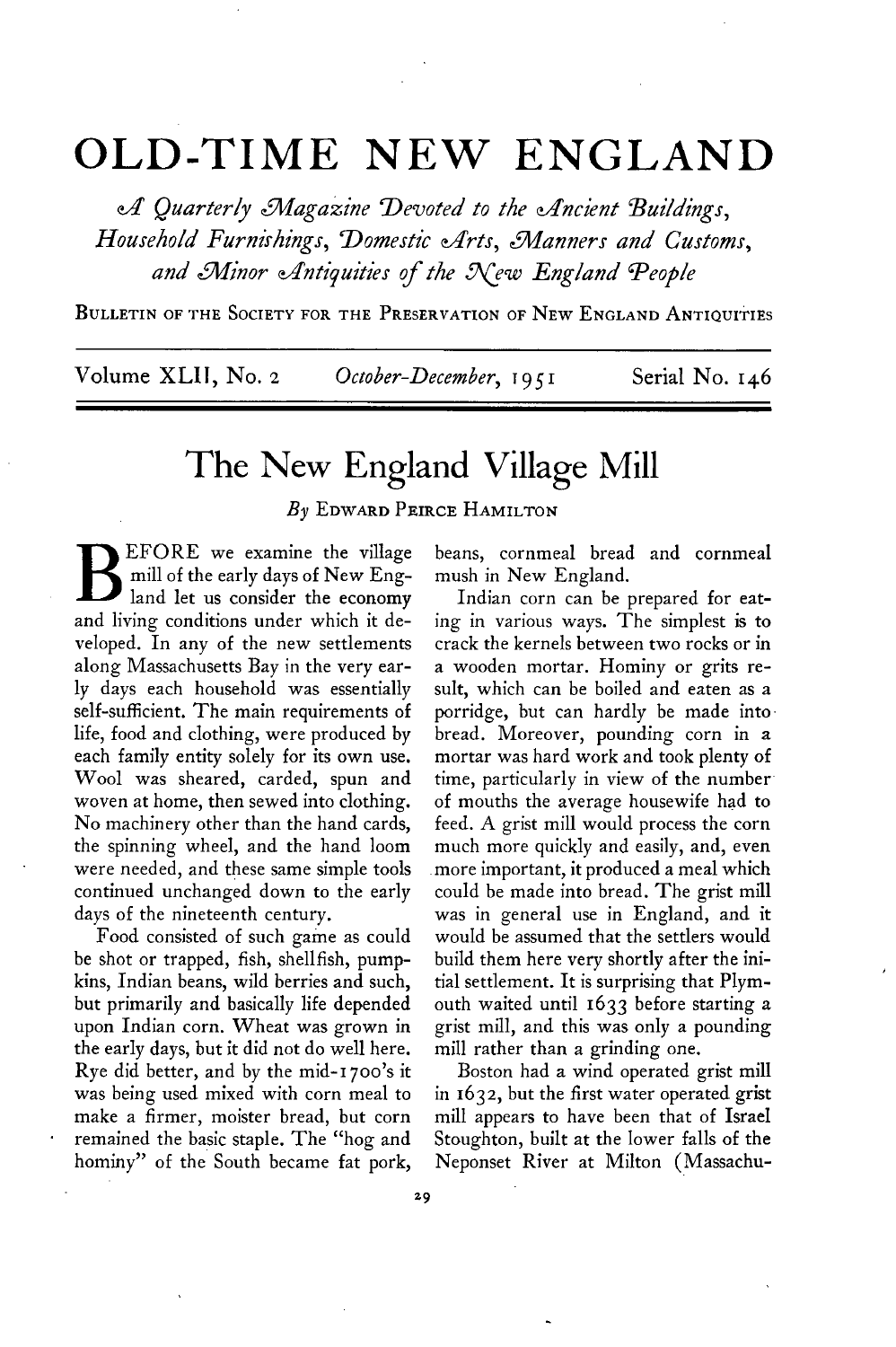# OLD-TIME NEW ENGLAND

*A Quarterly Magazine Devoted to the Ancient Buildings, Household Furnishings, Domestic Arts, Manners and Customs, and Minor Antiquities of the New England People*

BULLETIN OF THE SOCIETY FOR THE PRESERVATION OF NEW ENGLAND ANTIQUITIES

Volume XLII, No. 2 *October-December, 1951* Serial No. 146

## The New England Village Mill

*By* EDWARD PEIRCE HAMILTON

BEFORE we examine the village mill of the early days of New England let us consider the economy and living conditions under which it developed. In any of the new settlements along Massachusetts Bay in the very early days each household was essentially self-sufficient. The main requirements of life, food and clothing, were produced by each family entity solely for its own use. Wool was sheared, carded, spun and woven at home, then sewed into clothing. No machinery other than the hand cards, the spinning wheel, and the hand loom were needed, and these same simple tools continued unchanged down to the early days of the nineteenth century.

Food consisted of such game as could be shot or trapped, fish, shellfish, pumpkins, Indian beans, wild berries and such, but primarily and basically life depended upon Indian corn. Wheat was grown in the early days, but it did not do well here. Rye did better, and by the mid-1700's it was being used mixed with corn meal to make a firmer, moister bread, but corn remained the basic staple. The "hog and hominy" of the South became fat pork, beans, cornmeal bread and cornmeal mush in New England.

Indian corn can be prepared for eating in various ways. The simplest is to crack the kernels between two rocks or in a wooden mortar. Hominy or grits result, which can be boiled and eaten as a porridge, but can hardly be made into bread. Moreover, pounding corn in a mortar was hard work and took plenty of time, particularly in view of the number of mouths the average housewife had to feed. A grist mill would process the corn much more quickly and easily, and, even more important, it produced a meal which could be made into bread. The grist mill was in general use in England, and it would be assumed that the settlers would build them here very shortly after the initial settlement. It is surprising that Plymouth waited until 1633 before starting a grist mill, and this was only a pounding mill rather than a grinding one.

Boston had a wind operated grist mill in 1632, but the first water operated grist mill appears to have been that of Israel Stoughton, built at the lower falls of the Neponset River at Milton (Massachu-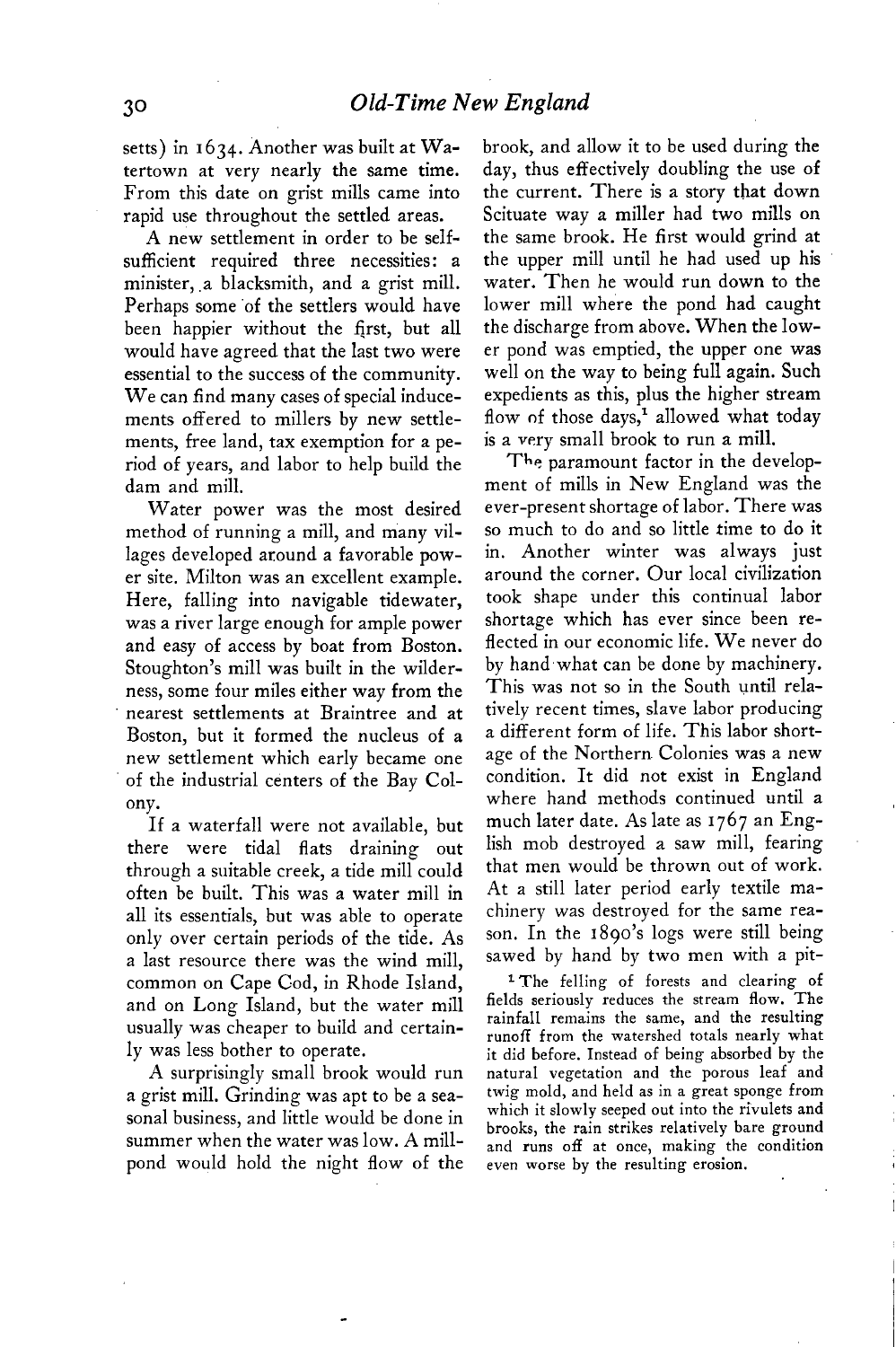setts) in 1634. Another was built at Watertown at very nearly the same time. From this date on grist mills came into rapid use throughout the settled areas.

A new settlement in order to be self-sufficient required three necessities: a minister, a blacksmith, and a grist mill. Perhaps some of the settlers would have been happier without the first, but all would have agreed that the last two were essential to the success of the community. We can find many cases of special inducements offered to millers by new settlements, free land, tax exemption for a period of years, and labor to help build the dam and mill.

Water power was the most desired method of running a mill, and many villages developed around a favorable power site. Milton was an excellent example. Here, falling into navigable tidewater, was a river large enough for ample power and easy of access by boat from Boston. Stoughton's mill was built in the wilderness, some four miles either way from the nearest settlements at Braintree and at Boston, but it formed the nucleus of a new settlement which early became one of the industrial centers of the Bay Colony.

If a waterfall were not available, but there were tidal flats draining out through a suitable creek, a tide mill could often be built. This was a water mill in all its essentials, but was able to operate only over certain periods of the tide. As a last resource there was the wind mill, common on Cape Cod, in Rhode Island, and on Long Island, but the water mill usually was cheaper to build and certainly was less bother to operate.

A surprisingly small brook would run a grist mill. Grinding was apt to be a seasonal business, and little would be done in summer when the water was low. A millpond would hold the night flow of the brook, and allow it to be used during the day, thus effectively doubling the use of the current. There is a story that down Scituate way a miller had two mills on the same brook. He first would grind at the upper mill until he had used up his water. Then he would run down to the lower mill where the pond had caught the discharge from above. When the lower pond was emptied, the upper one was well on the way to being full again. Such expedients as this, plus the higher stream flow of those days,[1] allowed what today is a very small brook to run a mill.

The paramount factor in the development of mills in New England was the ever-present shortage of labor. There was so much to do and so little time to do it in. Another winter was always just around the corner. Our local civilization took shape under this continual labor shortage which has ever since been reflected in our economic life. We never do by hand what can be done by machinery. This was not so in the South until relatively recent times, slave labor producing a different form of life. This labor shortage of the Northern Colonies was a new condition. It did not exist in England where hand methods continued until a much later date. As late as 1767 an English mob destroyed a saw mill, fearing that men would be thrown out of work. At a still later period early textile machinery was destroyed for the same reason. In the 1890's logs were still being sawed by hand by two men with a pit-

[1] The felling of forests and clearing of fields seriously reduces the stream flow. The rainfall remains the same, and the resulting runoff from the watershed totals nearly what it did before. Instead of being absorbed by the natural vegetation and the porous leaf and twig mold, and held as in a great sponge from which it slowly seeped out into the rivulets and brooks, the rain strikes relatively bare ground and runs off at once, making the condition even worse by the resulting erosion.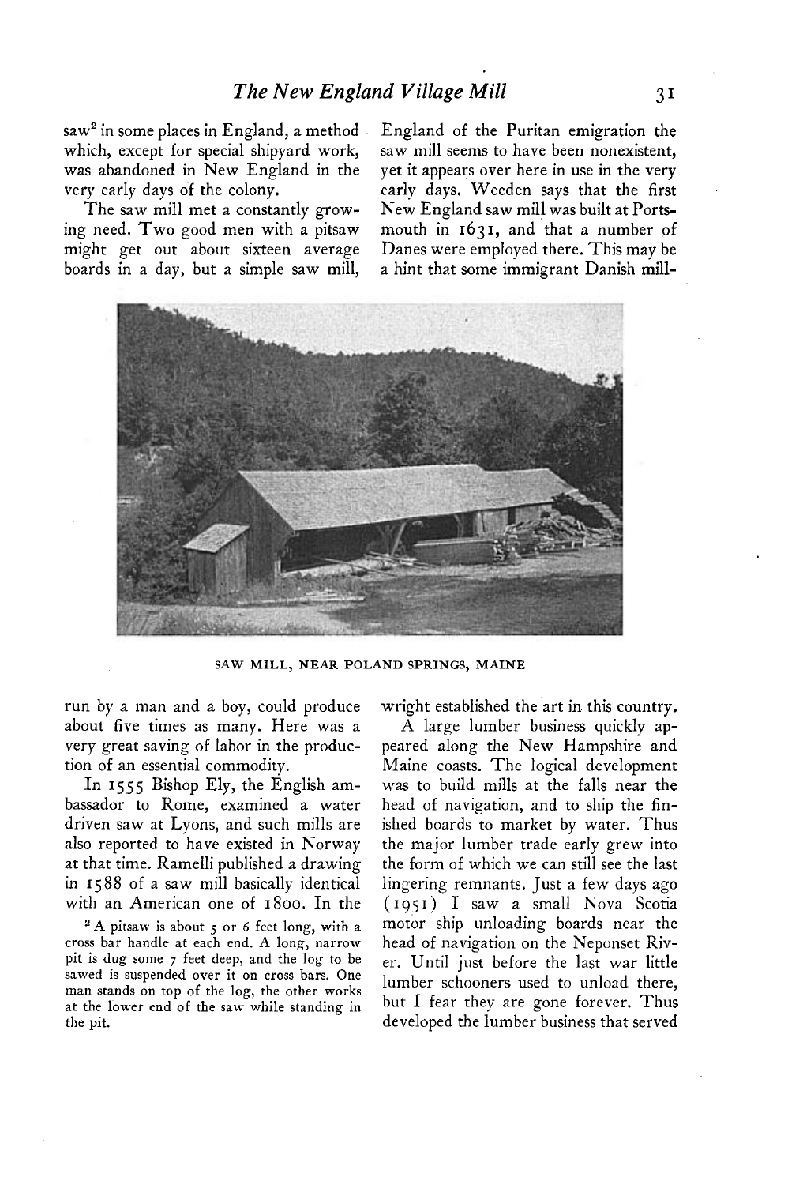saw[2] in some places in England, a method which, except for special shipyard work, was abandoned in New England in the very early days of the colony.

The saw mill met a constantly growing need. Two good men with a pitsaw might get out about sixteen average boards in a day, but a simple saw mill, run by a man and a boy, could produce about five times as many. Here was a very great saving of labor in the production of an essential commodity.

In 1555 Bishop Ely, the English ambassador to Rome, examined a water driven saw at Lyons, and such mills are also reported to have existed in Norway at that time. Ramelli published a drawing in 1588 of a saw mill basically identical with an American one of 1800. In the England of the Puritan emigration the saw mill seems to have been nonexistent, yet it appears over here in use in the very early days. Weeden says that the first New England saw mill was built at Portsmouth in 1631, and that a number of Danes were employed there. This may be a hint that some immigrant Danish millwright established the art in this country.

SAW MILL, NEAR POLAND SPRINGS, MAINE

A large lumber business quickly appeared along the New Hampshire and Maine coasts. The logical development was to build mills at the falls near the head of navigation, and to ship the finished boards to market by water. Thus the major lumber trade early grew into the form of which we can still see the last lingering remnants. Just a few days ago (1951) I saw a small Nova Scotia motor ship unloading boards near the head of navigation on the Neponset River. Until just before the last war little lumber schooners used to unload there, but I fear they are gone forever. Thus developed the lumber business that served

[2] A pitsaw is about 5 or 6 feet long, with a cross bar handle at each end. A long, narrow pit is dug some 7 feet deep, and the log to be sawed is suspended over it on cross bars. One man stands on top of the log, the other works at the lower end of the saw while standing in the pit.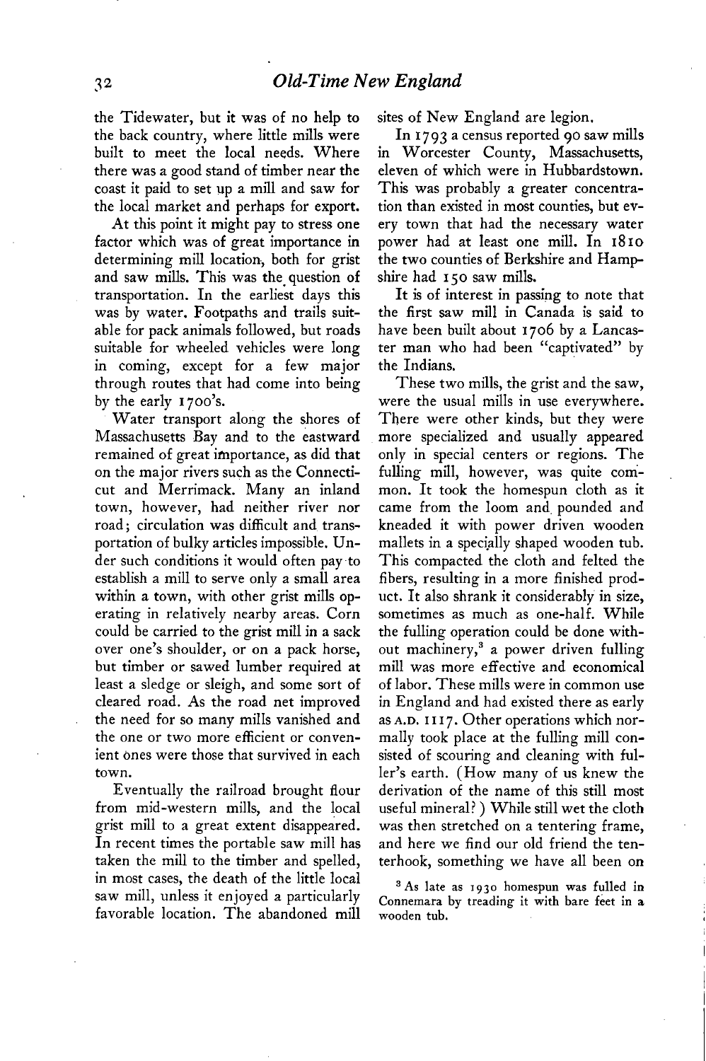the Tidewater, but it was of no help to the back country, where little mills were built to meet the local needs. Where there was a good stand of timber near the coast it paid to set up a mill and saw for the local market and perhaps for export.

At this point it might pay to stress one factor which was of great importance in determining mill location, both for grist and saw mills. This was the question of transportation. In the earliest days this was by water. Footpaths and trails suitable for pack animals followed, but roads suitable for wheeled vehicles were long in coming, except for a few major through routes that had come into being by the early 1700's.

Water transport along the shores of Massachusetts Bay and to the eastward remained of great importance, as did that on the major rivers such as the Connecticut and Merrimack. Many an inland town, however, had neither river nor road; circulation was difficult and transportation of bulky articles impossible. Under such conditions it would often pay to establish a mill to serve only a small area within a town, with other grist mills operating in relatively nearby areas. Corn could be carried to the grist mill in a sack over one's shoulder, or on a pack horse, but timber or sawed lumber required at least a sledge or sleigh, and some sort of cleared road. As the road net improved the need for so many mills vanished and the one or two more efficient or convenient ones were those that survived in each town.

Eventually the railroad brought flour from mid-western mills, and the local grist mill to a great extent disappeared. In recent times the portable saw mill has taken the mill to the timber and spelled, in most cases, the death of the little local saw mill, unless it enjoyed a particularly favorable location. The abandoned mill sites of New England are legion.

In 1793 a census reported 90 saw mills in Worcester County, Massachusetts, eleven of which were in Hubbardstown. This was probably a greater concentration than existed in most counties, but every town that had the necessary water power had at least one mill. In 1810 the two counties of Berkshire and Hampshire had 150 saw mills.

It is of interest in passing to note that the first saw mill in Canada is said to have been built about 1706 by a Lancaster man who had been "captivated" by the Indians.

These two mills, the grist and the saw, were the usual mills in use everywhere. There were other kinds, but they were more specialized and usually appeared only in special centers or regions. The fulling mill, however, was quite common. It took the homespun cloth as it came from the loom and pounded and kneaded it with power driven wooden mallets in a specially shaped wooden tub. This compacted the cloth and felted the fibers, resulting in a more finished product. It also shrank it considerably in size, sometimes as much as one-half. While the fulling operation could be done without machinery,[3] a power driven fulling mill was more effective and economical of labor. These mills were in common use in England and had existed there as early as A.D. 1117. Other operations which normally took place at the fulling mill consisted of scouring and cleaning with fuller's earth. (How many of us knew the derivation of the name of this still most useful mineral?) While still wet the cloth was then stretched on a tentering frame, and here we find our old friend the tenterhook, something we have all been on

[3] As late as 1930 homespun was fulled in Connemara by treading it with bare feet in a wooden tub.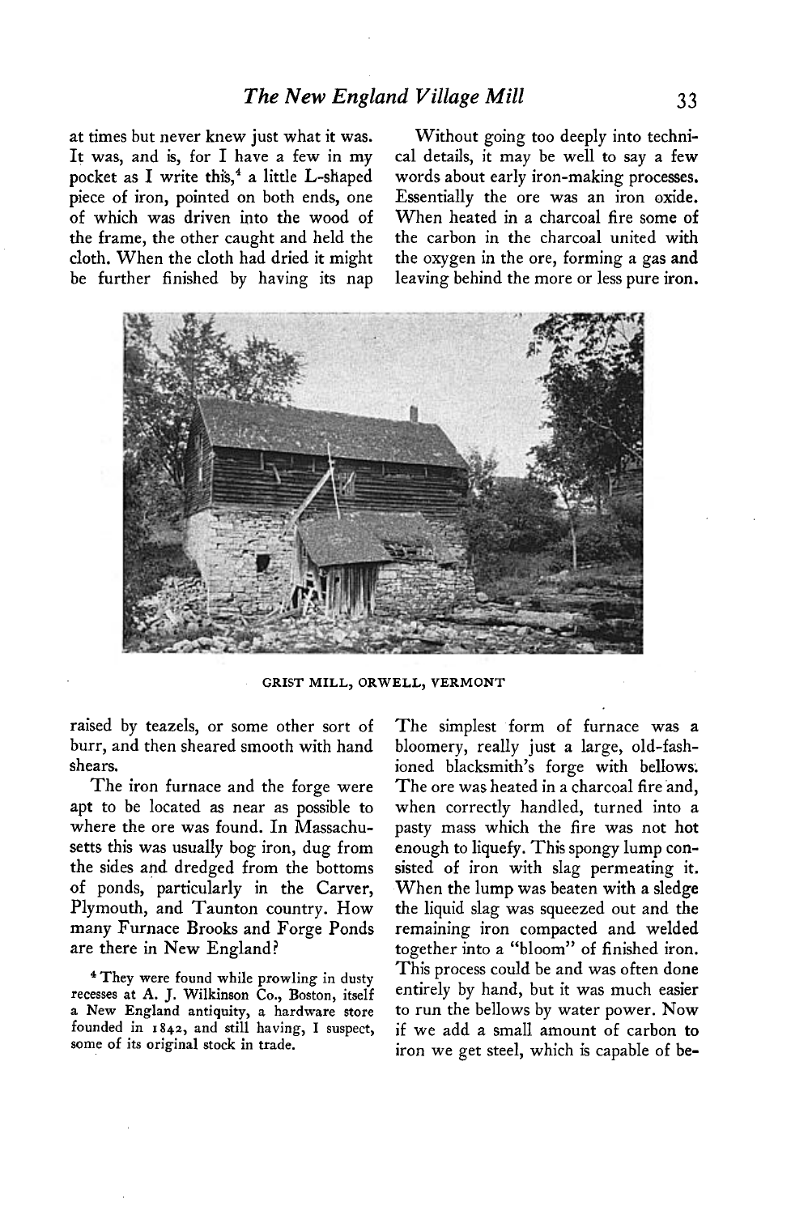at times but never knew just what it was. It was, and is, for I have a few in my pocket as I write this,[4] a little L-shaped piece of iron, pointed on both ends, one of which was driven into the wood of the frame, the other caught and held the cloth. When the cloth had dried it might be further finished by having its nap raised by teazels, or some other sort of burr, and then sheared smooth with hand shears.

The iron furnace and the forge were apt to be located as near as possible to where the ore was found. In Massachusetts this was usually bog iron, dug from the sides and dredged from the bottoms of ponds, particularly in the Carver, Plymouth, and Taunton country. How many Furnace Brooks and Forge Ponds are there in New England?

Without going too deeply into technical details, it may be well to say a few words about early iron-making processes. Essentially the ore was an iron oxide. When heated in a charcoal fire some of the carbon in the charcoal united with the oxygen in the ore, forming a gas and leaving behind the more or less pure iron. The simplest form of furnace was a bloomery, really just a large, old-fashioned blacksmith's forge with bellows. The ore was heated in a charcoal fire and, when correctly handled, turned into a pasty mass which the fire was not hot enough to liquefy. This spongy lump consisted of iron with slag permeating it. When the lump was beaten with a sledge the liquid slag was squeezed out and the remaining iron compacted and welded together into a "bloom" of finished iron. This process could be and was often done entirely by hand, but it was much easier to run the bellows by water power. Now if we add a small amount of carbon to iron we get steel, which is capable of be-

GRIST MILL, ORWELL, VERMONT

[4] They were found while prowling in dusty recesses at A. J. Wilkinson Co., Boston, itself a New England antiquity, a hardware store founded in 1842, and still having, I suspect, some of its original stock in trade.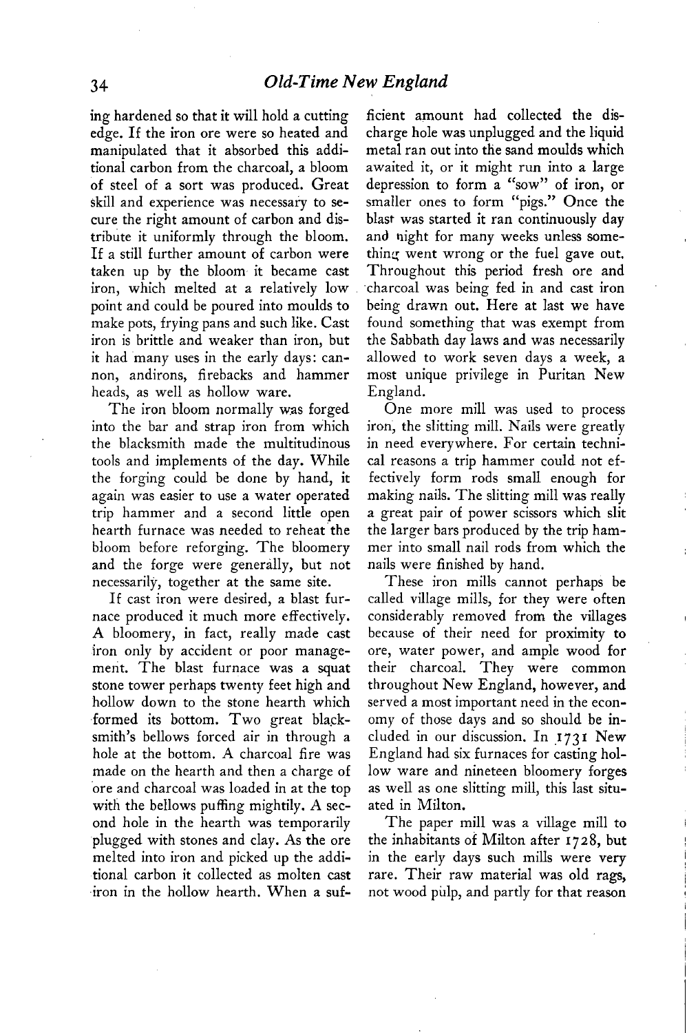ing hardened so that it will hold a cutting edge. If the iron ore were so heated and manipulated that it absorbed this additional carbon from the charcoal, a bloom of steel of a sort was produced. Great skill and experience was necessary to secure the right amount of carbon and distribute it uniformly through the bloom. If a still further amount of carbon were taken up by the bloom it became cast iron, which melted at a relatively low point and could be poured into moulds to make pots, frying pans and such like. Cast iron is brittle and weaker than iron, but it had many uses in the early days: cannon, andirons, firebacks and hammer heads, as well as hollow ware.

The iron bloom normally was forged into the bar and strap iron from which the blacksmith made the multitudinous tools and implements of the day. While the forging could be done by hand, it again was easier to use a water operated trip hammer and a second little open hearth furnace was needed to reheat the bloom before reforging. The bloomery and the forge were generally, but not necessarily, together at the same site.

If cast iron were desired, a blast furnace produced it much more effectively. A bloomery, in fact, really made cast iron only by accident or poor management. The blast furnace was a squat stone tower perhaps twenty feet high and hollow down to the stone hearth which formed its bottom. Two great blacksmith's bellows forced air in through a hole at the bottom. A charcoal fire was made on the hearth and then a charge of ore and charcoal was loaded in at the top with the bellows puffing mightily. A second hole in the hearth was temporarily plugged with stones and clay. As the ore melted into iron and picked up the additional carbon it collected as molten cast iron in the hollow hearth. When a sufficient amount had collected the discharge hole was unplugged and the liquid metal ran out into the sand moulds which awaited it, or it might run into a large depression to form a "sow" of iron, or smaller ones to form "pigs." Once the blast was started it ran continuously day and night for many weeks unless something went wrong or the fuel gave out. Throughout this period fresh ore and charcoal was being fed in and cast iron being drawn out. Here at last we have found something that was exempt from the Sabbath day laws and was necessarily allowed to work seven days a week, a most unique privilege in Puritan New England.

One more mill was used to process iron, the slitting mill. Nails were greatly in need everywhere. For certain technical reasons a trip hammer could not effectively form rods small enough for making nails. The slitting mill was really a great pair of power scissors which slit the larger bars produced by the trip hammer into small nail rods from which the nails were finished by hand.

These iron mills cannot perhaps be called village mills, for they were often considerably removed from the villages because of their need for proximity to ore, water power, and ample wood for their charcoal. They were common throughout New England, however, and served a most important need in the economy of those days and so should be included in our discussion. In 1731 New England had six furnaces for casting hollow ware and nineteen bloomery forges as well as one slitting mill, this last situated in Milton.

The paper mill was a village mill to the inhabitants of Milton after 1728, but in the early days such mills were very rare. Their raw material was old rags, not wood pulp, and partly for that reason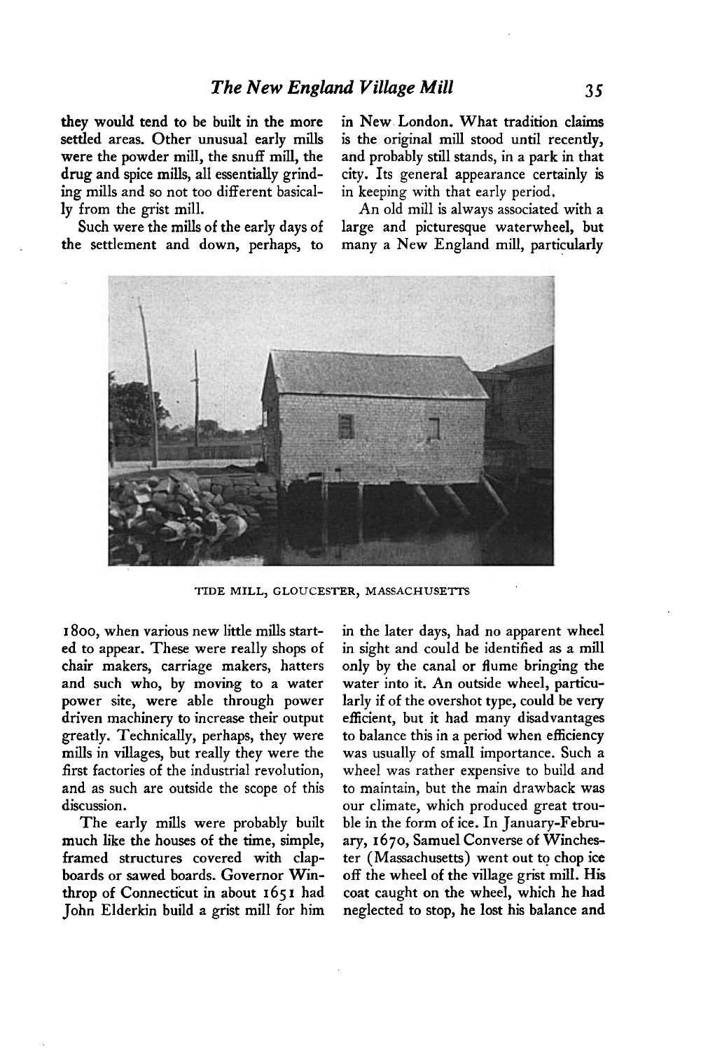they would tend to be built in the more settled areas. Other unusual early mills were the powder mill, the snuff mill, the drug and spice mills, all essentially grinding mills and so not too different basically from the grist mill.

Such were the mills of the early days of the settlement and down, perhaps, to 1800, when various new little mills started to appear. These were really shops of chair makers, carriage makers, hatters and such who, by moving to a water power site, were able through power driven machinery to increase their output greatly. Technically, perhaps, they were mills in villages, but really they were the first factories of the industrial revolution, and as such are outside the scope of this discussion.

The early mills were probably built much like the houses of the time, simple, framed structures covered with clapboards or sawed boards. Governor Winthrop of Connecticut in about 1651 had John Elderkin build a grist mill for him in New London. What tradition claims is the original mill stood until recently, and probably still stands, in a park in that city. Its general appearance certainly is in keeping with that early period.

An old mill is always associated with a large and picturesque waterwheel, but many a New England mill, particularly in the later days, had no apparent wheel in sight and could be identified as a mill only by the canal or flume bringing the water into it. An outside wheel, particularly if of the overshot type, could be very efficient, but it had many disadvantages to balance this in a period when efficiency was usually of small importance. Such a wheel was rather expensive to build and to maintain, but the main drawback was our climate, which produced great trouble in the form of ice. In January-February, 1670, Samuel Converse of Winchester (Massachusetts) went out to chop ice off the wheel of the village grist mill. His coat caught on the wheel, which he had neglected to stop, he lost his balance and

TIDE MILL, GLOUCESTER, MASSACHUSETTS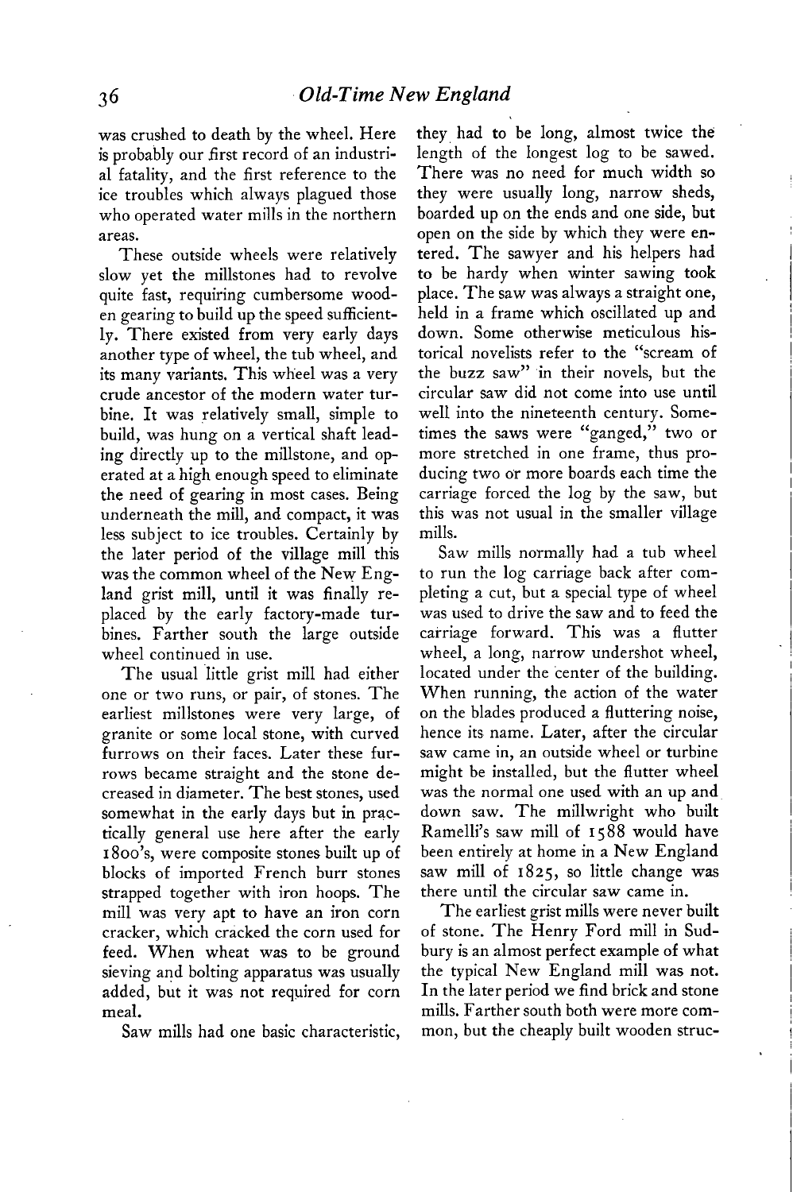was crushed to death by the wheel. Here is probably our first record of an industrial fatality, and the first reference to the ice troubles which always plagued those who operated water mills in the northern areas.

These outside wheels were relatively slow yet the millstones had to revolve quite fast, requiring cumbersome wooden gearing to build up the speed sufficiently. There existed from very early days another type of wheel, the tub wheel, and its many variants. This wheel was a very crude ancestor of the modern water turbine. It was relatively small, simple to build, was hung on a vertical shaft leading directly up to the millstone, and operated at a high enough speed to eliminate the need of gearing in most cases. Being underneath the mill, and compact, it was less subject to ice troubles. Certainly by the later period of the village mill this was the common wheel of the New England grist mill, until it was finally replaced by the early factory-made turbines. Farther south the large outside wheel continued in use.

The usual little grist mill had either one or two runs, or pair, of stones. The earliest millstones were very large, of granite or some local stone, with curved furrows on their faces. Later these furrows became straight and the stone decreased in diameter. The best stones, used somewhat in the early days but in practically general use here after the early 1800's, were composite stones built up of blocks of imported French burr stones strapped together with iron hoops. The mill was very apt to have an iron corn cracker, which cracked the corn used for feed. When wheat was to be ground sieving and bolting apparatus was usually added, but it was not required for corn meal.

Saw mills had one basic characteristic, they had to be long, almost twice the length of the longest log to be sawed. There was no need for much width so they were usually long, narrow sheds, boarded up on the ends and one side, but open on the side by which they were entered. The sawyer and his helpers had to be hardy when winter sawing took place. The saw was always a straight one, held in a frame which oscillated up and down. Some otherwise meticulous historical novelists refer to the "scream of the buzz saw" in their novels, but the circular saw did not come into use until well into the nineteenth century. Sometimes the saws were "ganged," two or more stretched in one frame, thus producing two or more boards each time the carriage forced the log by the saw, but this was not usual in the smaller village mills.

Saw mills normally had a tub wheel to run the log carriage back after completing a cut, but a special type of wheel was used to drive the saw and to feed the carriage forward. This was a flutter wheel, a long, narrow undershot wheel, located under the center of the building. When running, the action of the water on the blades produced a fluttering noise, hence its name. Later, after the circular saw came in, an outside wheel or turbine might be installed, but the flutter wheel was the normal one used with an up and down saw. The millwright who built Ramelli's saw mill of 1588 would have been entirely at home in a New England saw mill of 1825, so little change was there until the circular saw came in.

The earliest grist mills were never built of stone. The Henry Ford mill in Sudbury is an almost perfect example of what the typical New England mill was not. In the later period we find brick and stone mills. Farther south both were more common, but the cheaply built wooden struc-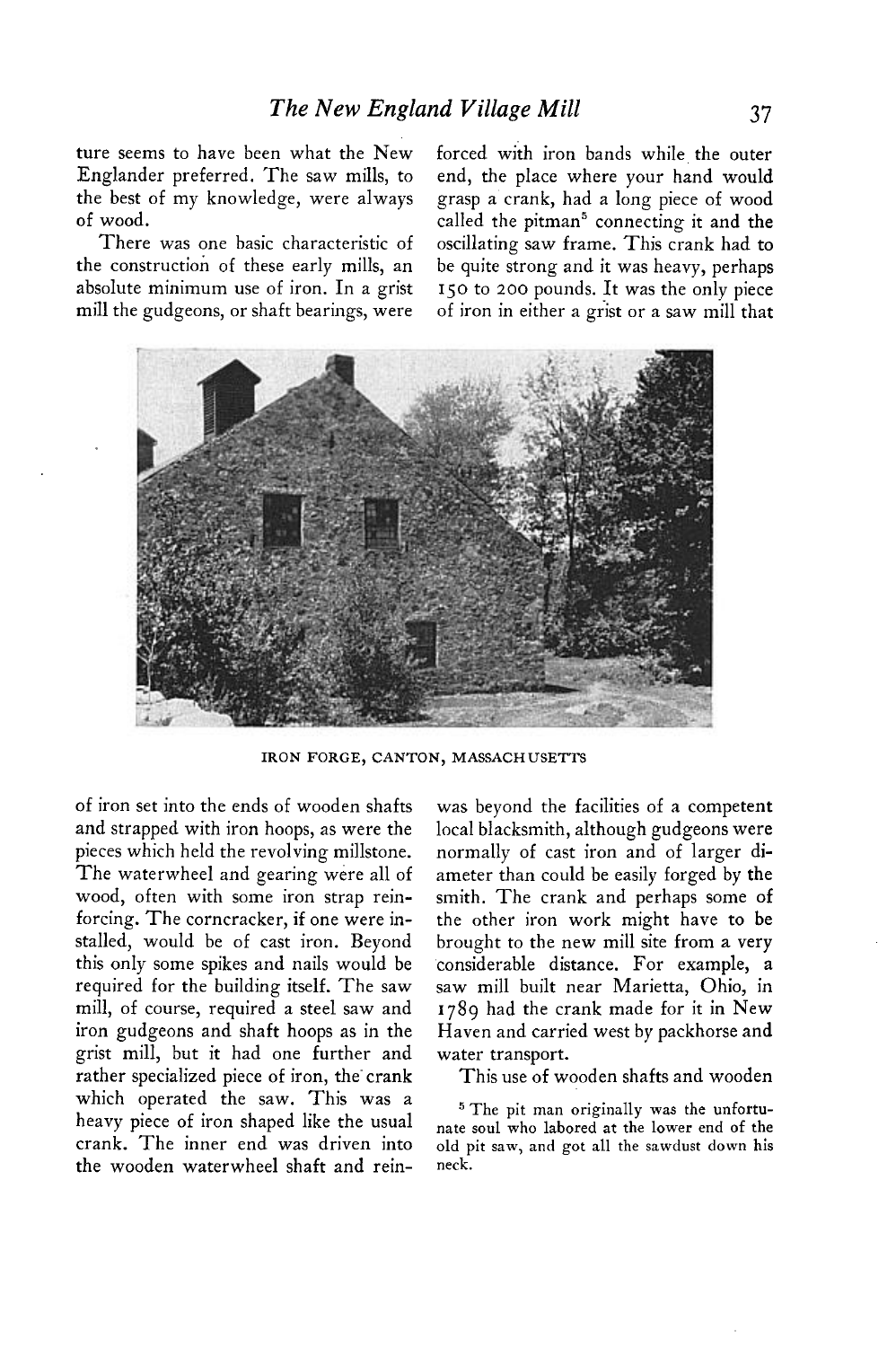ture seems to have been what the New Englander preferred. The saw mills, to the best of my knowledge, were always of wood.

There was one basic characteristic of the construction of these early mills, an absolute minimum use of iron. In a grist mill the gudgeons, or shaft bearings, were of iron set into the ends of wooden shafts and strapped with iron hoops, as were the pieces which held the revolving millstone. The waterwheel and gearing were all of wood, often with some iron strap reinforcing. The corncracker, if one were installed, would be of cast iron. Beyond this only some spikes and nails would be required for the building itself. The saw mill, of course, required a steel saw and iron gudgeons and shaft hoops as in the grist mill, but it had one further and rather specialized piece of iron, the crank which operated the saw. This was a heavy piece of iron shaped like the usual crank. The inner end was driven into the wooden waterwheel shaft and reinforced with iron bands while the outer end, the place where your hand would grasp a crank, had a long piece of wood called the pitman[5] connecting it and the oscillating saw frame. This crank had to be quite strong and it was heavy, perhaps 150 to 200 pounds. It was the only piece of iron in either a grist or a saw mill that was beyond the facilities of a competent local blacksmith, although gudgeons were normally of cast iron and of larger diameter than could be easily forged by the smith. The crank and perhaps some of the other iron work might have to be brought to the new mill site from a very considerable distance. For example, a saw mill built near Marietta, Ohio, in 1789 had the crank made for it in New Haven and carried west by packhorse and water transport.

IRON FORGE, CANTON, MASSACHUSETTS

This use of wooden shafts and wooden

[5] The pit man originally was the unfortunate soul who labored at the lower end of the old pit saw, and got all the sawdust down his neck.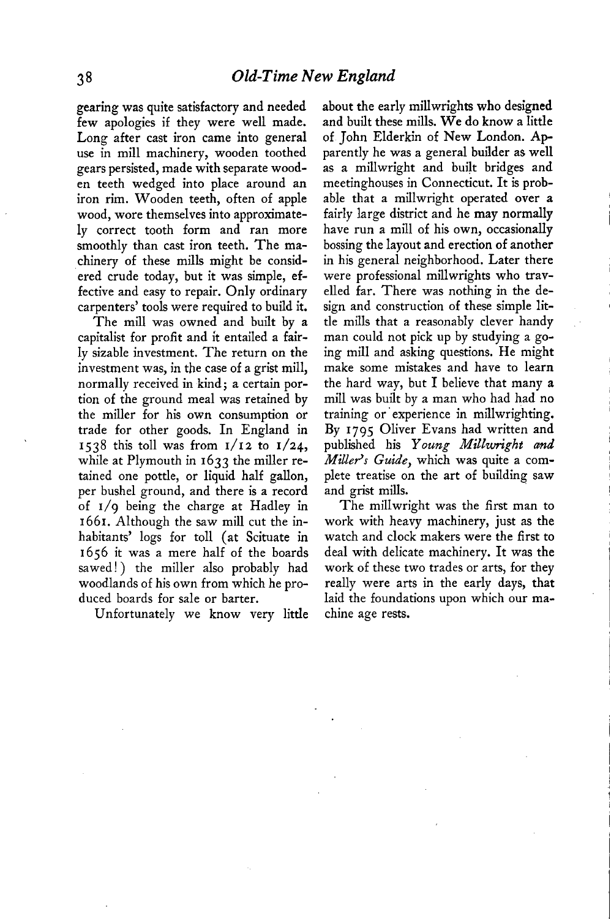gearing was quite satisfactory and needed few apologies if they were well made. Long after cast iron came into general use in mill machinery, wooden toothed gears persisted, made with separate wooden teeth wedged into place around an iron rim. Wooden teeth, often of apple wood, wore themselves into approximately correct tooth form and ran more smoothly than cast iron teeth. The machinery of these mills might be considered crude today, but it was simple, effective and easy to repair. Only ordinary carpenters' tools were required to build it.

The mill was owned and built by a capitalist for profit and it entailed a fairly sizable investment. The return on the investment was, in the case of a grist mill, normally received in kind; a certain portion of the ground meal was retained by the miller for his own consumption or trade for other goods. In England in 1538 this toll was from 1/12 to 1/24, while at Plymouth in 1633 the miller retained one pottle, or liquid half gallon, per bushel ground, and there is a record of 1/9 being the charge at Hadley in 1661. Although the saw mill cut the inhabitants' logs for toll (at Scituate in 1656 it was a mere half of the boards sawed!) the miller also probably had woodlands of his own from which he produced boards for sale or barter.

Unfortunately we know very little about the early millwrights who designed and built these mills. We do know a little of John Elderkin of New London. Apparently he was a general builder as well as a millwright and built bridges and meetinghouses in Connecticut. It is probable that a millwright operated over a fairly large district and he may normally have run a mill of his own, occasionally bossing the layout and erection of another in his general neighborhood. Later there were professional millwrights who travelled far. There was nothing in the design and construction of these simple little mills that a reasonably clever handy man could not pick up by studying a going mill and asking questions. He might make some mistakes and have to learn the hard way, but I believe that many a mill was built by a man who had had no training or experience in millwrighting. By 1795 Oliver Evans had written and published his *Young Millwright and Miller's Guide*, which was quite a complete treatise on the art of building saw and grist mills.

The millwright was the first man to work with heavy machinery, just as the watch and clock makers were the first to deal with delicate machinery. It was the work of these two trades or arts, for they really were arts in the early days, that laid the foundations upon which our machine age rests.